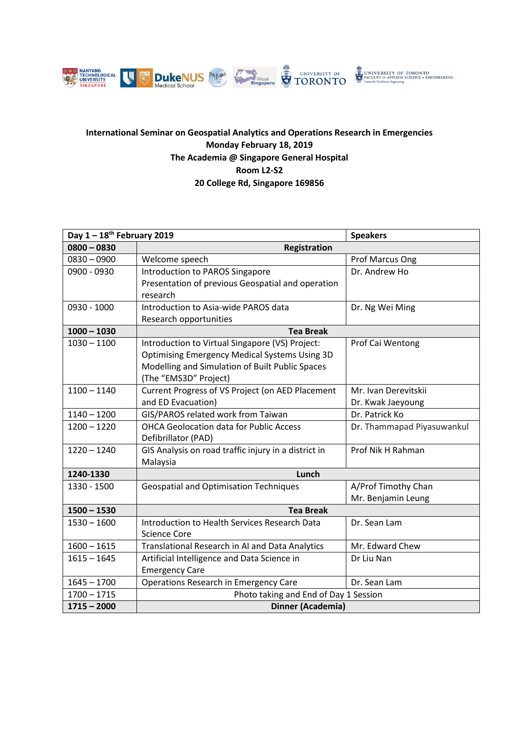**International Seminar on Geospatial Analytics and Operations Research in Emergencies**
**Monday February 18, 2019**
**The Academia @ Singapore General Hospital**
**Room L2-S2**
**20 College Rd, Singapore 169856**

| **Day 1 – 18th February 2019** | | **Speakers** |
|---|---|---|
| **0800 – 0830** | **Registration** | |
| 0830 – 0900 | Welcome speech | Prof Marcus Ong |
| 0900 - 0930 | Introduction to PAROS Singapore<br>Presentation of previous Geospatial and operation research | Dr. Andrew Ho |
| 0930 - 1000 | Introduction to Asia-wide PAROS data<br>Research opportunities | Dr. Ng Wei Ming |
| **1000 – 1030** | **Tea Break** | |
| 1030 – 1100 | Introduction to Virtual Singapore (VS) Project: Optimising Emergency Medical Systems Using 3D Modelling and Simulation of Built Public Spaces (The "EMS3D" Project) | Prof Cai Wentong |
| 1100 – 1140 | Current Progress of VS Project (on AED Placement and ED Evacuation) | Mr. Ivan Derevitskii<br>Dr. Kwak Jaeyoung |
| 1140 – 1200 | GIS/PAROS related work from Taiwan | Dr. Patrick Ko |
| 1200 – 1220 | OHCA Geolocation data for Public Access Defibrillator (PAD) | Dr. Thammapad Piyasuwankul |
| 1220 – 1240 | GIS Analysis on road traffic injury in a district in Malaysia | Prof Nik H Rahman |
| **1240-1330** | **Lunch** | |
| 1330 - 1500 | Geospatial and Optimisation Techniques | A/Prof Timothy Chan<br>Mr. Benjamin Leung |
| **1500 – 1530** | **Tea Break** | |
| 1530 – 1600 | Introduction to Health Services Research Data Science Core | Dr. Sean Lam |
| 1600 – 1615 | Translational Research in AI and Data Analytics | Mr. Edward Chew |
| 1615 – 1645 | Artificial Intelligence and Data Science in Emergency Care | Dr Liu Nan |
| 1645 – 1700 | Operations Research in Emergency Care | Dr. Sean Lam |
| 1700 – 1715 | Photo taking and End of Day 1 Session | |
| **1715 – 2000** | **Dinner (Academia)** | |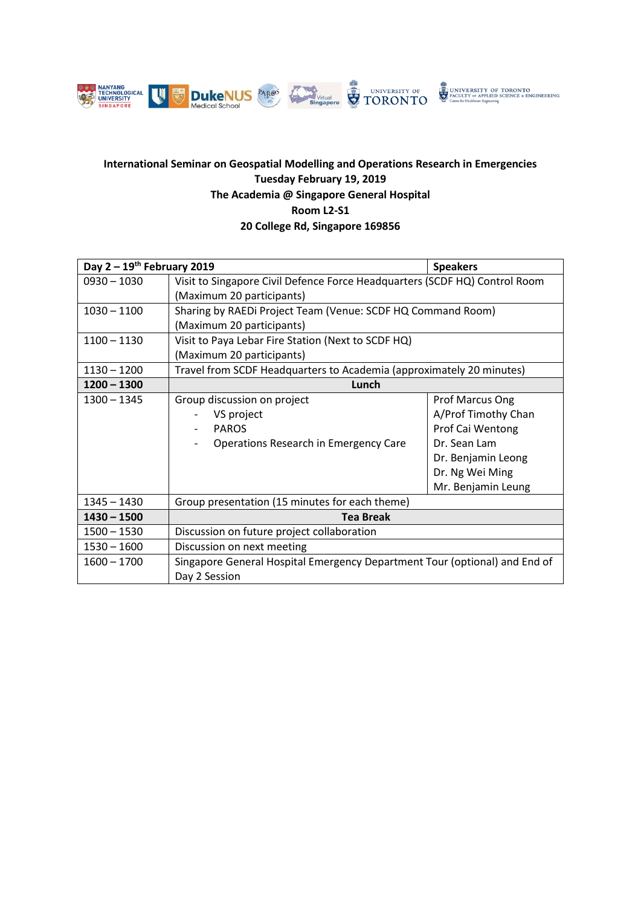**International Seminar on Geospatial Modelling and Operations Research in Emergencies**
**Tuesday February 19, 2019**
**The Academia @ Singapore General Hospital**
**Room L2-S1**
**20 College Rd, Singapore 169856**

| **Day 2 – 19th February 2019** | | **Speakers** |
|---|---|---|
| 0930 – 1030 | Visit to Singapore Civil Defence Force Headquarters (SCDF HQ) Control Room (Maximum 20 participants) | |
| 1030 – 1100 | Sharing by RAEDi Project Team (Venue: SCDF HQ Command Room) (Maximum 20 participants) | |
| 1100 – 1130 | Visit to Paya Lebar Fire Station (Next to SCDF HQ) (Maximum 20 participants) | |
| 1130 – 1200 | Travel from SCDF Headquarters to Academia (approximately 20 minutes) | |
| **1200 – 1300** | **Lunch** | |
| 1300 – 1345 | Group discussion on project<br>- VS project<br>- PAROS<br>- Operations Research in Emergency Care | Prof Marcus Ong<br>A/Prof Timothy Chan<br>Prof Cai Wentong<br>Dr. Sean Lam<br>Dr. Benjamin Leong<br>Dr. Ng Wei Ming<br>Mr. Benjamin Leung |
| 1345 – 1430 | Group presentation (15 minutes for each theme) | |
| **1430 – 1500** | **Tea Break** | |
| 1500 – 1530 | Discussion on future project collaboration | |
| 1530 – 1600 | Discussion on next meeting | |
| 1600 – 1700 | Singapore General Hospital Emergency Department Tour (optional) and End of Day 2 Session | |